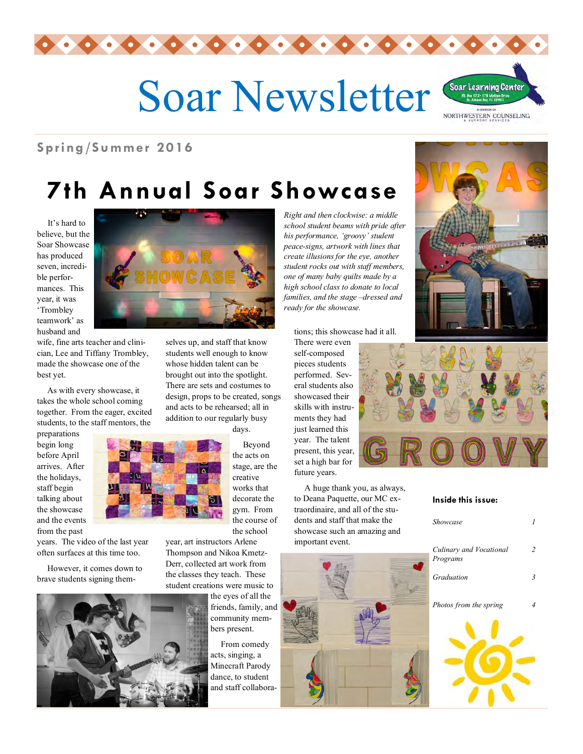# Soar Newsletter

Spring/Summer 2016

## 7th Annual Soar Showcase

It's hard to believe, but the Soar Showcase has produced seven, incredible performances. This year, it was 'Trombley teamwork' as husband and wife, fine arts teacher and clinician, Lee and Tiffany Trombley, made the showcase one of the best yet.

As with every showcase, it takes the whole school coming together. From the eager, excited students, to the staff mentors, the preparations begin long before April arrives. After the holidays, staff begin talking about the showcase and the events from the past years. The video of the last year often surfaces at this time too.

However, it comes down to brave students signing themselves up, and staff that know students well enough to know whose hidden talent can be brought out into the spotlight. There are sets and costumes to design, props to be created, songs and acts to be rehearsed; all in addition to our regularly busy days.

Beyond the acts on stage, are the creative works that decorate the gym. From the course of the school year, art instructors Arlene Thompson and Nikoa Kmetz-Derr, collected art work from the classes they teach. These student creations were music to the eyes of all the friends, family, and community members present.

From comedy acts, singing, a Minecraft Parody dance, to student and staff collaborations; this showcase had it all. There were even self-composed pieces students performed. Several students also showcased their skills with instruments they had just learned this year. The talent present, this year, set a high bar for future years.

A huge thank you, as always, to Deana Paquette, our MC extraordinaire, and all of the students and staff that make the showcase such an amazing and important event.

*Right and then clockwise: a middle school student beams with pride after his performance, 'groovy' student peace-signs, artwork with lines that create illusions for the eye, another student rocks out with staff members, one of many baby quilts made by a high school class to donate to local families, and the stage –dressed and ready for the showcase.*

**Inside this issue:**

| | |
|---|---|
| *Showcase* | *1* |
| *Culinary and Vocational Programs* | *2* |
| *Graduation* | *3* |
| *Photos from the spring* | *4* |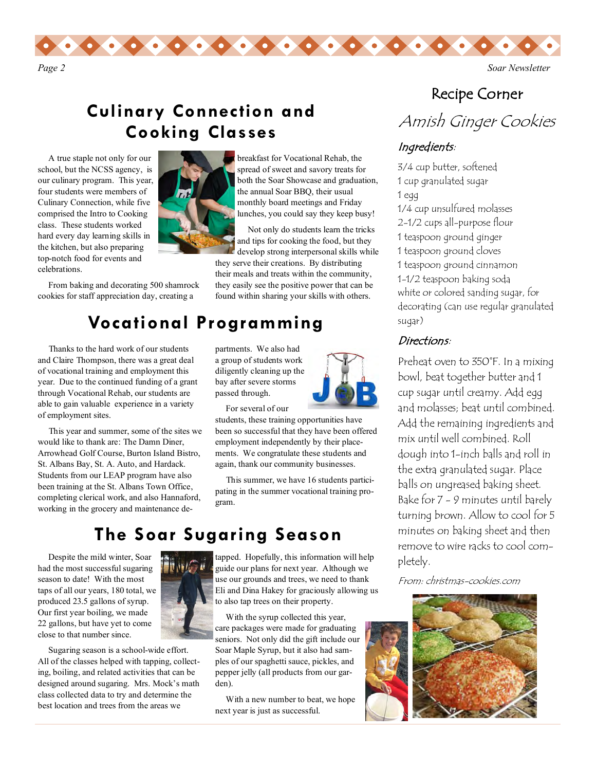## Culinary Connection and Cooking Classes

A true staple not only for our school, but the NCSS agency, is our culinary program. This year, four students were members of Culinary Connection, while five comprised the Intro to Cooking class. These students worked hard every day learning skills in the kitchen, but also preparing top-notch food for events and celebrations.

From baking and decorating 500 shamrock cookies for staff appreciation day, creating a breakfast for Vocational Rehab, the spread of sweet and savory treats for both the Soar Showcase and graduation, the annual Soar BBQ, their usual monthly board meetings and Friday lunches, you could say they keep busy!

Not only do students learn the tricks and tips for cooking the food, but they develop strong interpersonal skills while they serve their creations. By distributing their meals and treats within the community, they easily see the positive power that can be found within sharing your skills with others.

## Vocational Programming

Thanks to the hard work of our students and Claire Thompson, there was a great deal of vocational training and employment this year. Due to the continued funding of a grant through Vocational Rehab, our students are able to gain valuable experience in a variety of employment sites.

This year and summer, some of the sites we would like to thank are: The Damn Diner, Arrowhead Golf Course, Burton Island Bistro, St. Albans Bay, St. A. Auto, and Hardack. Students from our LEAP program have also been training at the St. Albans Town Office, completing clerical work, and also Hannaford, working in the grocery and maintenance departments. We also had a group of students work diligently cleaning up the bay after severe storms passed through.

For several of our students, these training opportunities have been so successful that they have been offered employment independently by their placements. We congratulate these students and again, thank our community businesses.

This summer, we have 16 students participating in the summer vocational training program.

## The Soar Sugaring Season

Despite the mild winter, Soar had the most successful sugaring season to date! With the most taps of all our years, 180 total, we produced 23.5 gallons of syrup. Our first year boiling, we made 22 gallons, but have yet to come close to that number since.

Sugaring season is a school-wide effort. All of the classes helped with tapping, collecting, boiling, and related activities that can be designed around sugaring. Mrs. Mock's math class collected data to try and determine the best location and trees from the areas we tapped. Hopefully, this information will help guide our plans for next year. Although we use our grounds and trees, we need to thank Eli and Dina Hakey for graciously allowing us to also tap trees on their property.

With the syrup collected this year, care packages were made for graduating seniors. Not only did the gift include our Soar Maple Syrup, but it also had samples of our spaghetti sauce, pickles, and pepper jelly (all products from our garden).

With a new number to beat, we hope next year is just as successful.

## Recipe Corner

### *Amish Ginger Cookies*

***Ingredients:***

3/4 cup butter, softened
1 cup granulated sugar
1 egg
1/4 cup unsulfured molasses
2-1/2 cups all-purpose flour
1 teaspoon ground ginger
1 teaspoon ground cloves
1 teaspoon ground cinnamon
1-1/2 teaspoon baking soda
white or colored sanding sugar, for decorating (can use regular granulated sugar)

***Directions:***

Preheat oven to 350°F. In a mixing bowl, beat together butter and 1 cup sugar until creamy. Add egg and molasses; beat until combined. Add the remaining ingredients and mix until well combined. Roll dough into 1-inch balls and roll in the extra granulated sugar. Place balls on ungreased baking sheet. Bake for 7 - 9 minutes until barely turning brown. Allow to cool for 5 minutes on baking sheet and then remove to wire racks to cool completely.

*From: christmas-cookies.com*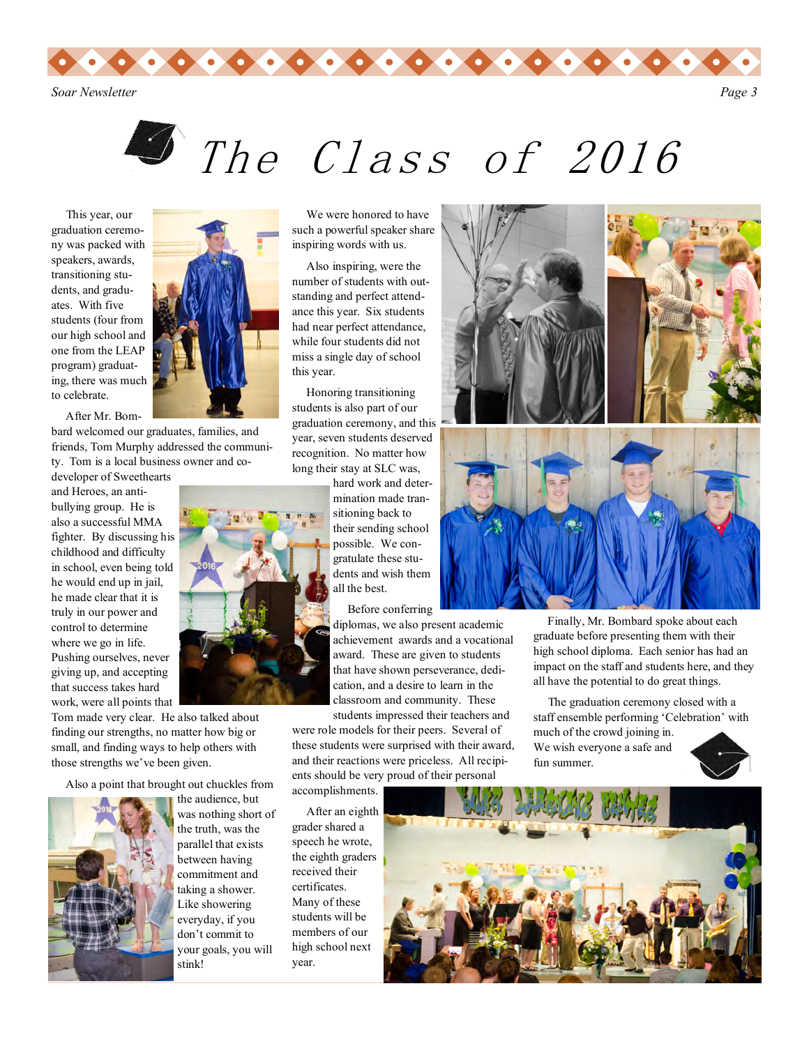# The Class of 2016

This year, our graduation ceremony was packed with speakers, awards, transitioning students, and graduates. With five students (four from our high school and one from the LEAP program) graduating, there was much to celebrate.

After Mr. Bombard welcomed our graduates, families, and friends, Tom Murphy addressed the community. Tom is a local business owner and co-developer of Sweethearts and Heroes, an anti-bullying group. He is also a successful MMA fighter. By discussing his childhood and difficulty in school, even being told he would end up in jail, he made clear that it is truly in our power and control to determine where we go in life. Pushing ourselves, never giving up, and accepting that success takes hard work, were all points that Tom made very clear. He also talked about finding our strengths, no matter how big or small, and finding ways to help others with those strengths we've been given.

Also a point that brought out chuckles from the audience, but was nothing short of the truth, was the parallel that exists between having commitment and taking a shower. Like showering everyday, if you don't commit to your goals, you will stink!

We were honored to have such a powerful speaker share inspiring words with us.

Also inspiring, were the number of students with outstanding and perfect attendance this year. Six students had near perfect attendance, while four students did not miss a single day of school this year.

Honoring transitioning students is also part of our graduation ceremony, and this year, seven students deserved recognition. No matter how long their stay at SLC was, hard work and determination made transitioning back to their sending school possible. We congratulate these students and wish them all the best.

Before conferring diplomas, we also present academic achievement awards and a vocational award. These are given to students that have shown perseverance, dedication, and a desire to learn in the classroom and community. These students impressed their teachers and were role models for their peers. Several of these students were surprised with their award, and their reactions were priceless. All recipients should be very proud of their personal accomplishments.

After an eighth grader shared a speech he wrote, the eighth graders received their certificates. Many of these students will be members of our high school next year.

Finally, Mr. Bombard spoke about each graduate before presenting them with their high school diploma. Each senior has had an impact on the staff and students here, and they all have the potential to do great things.

The graduation ceremony closed with a staff ensemble performing 'Celebration' with much of the crowd joining in. We wish everyone a safe and fun summer.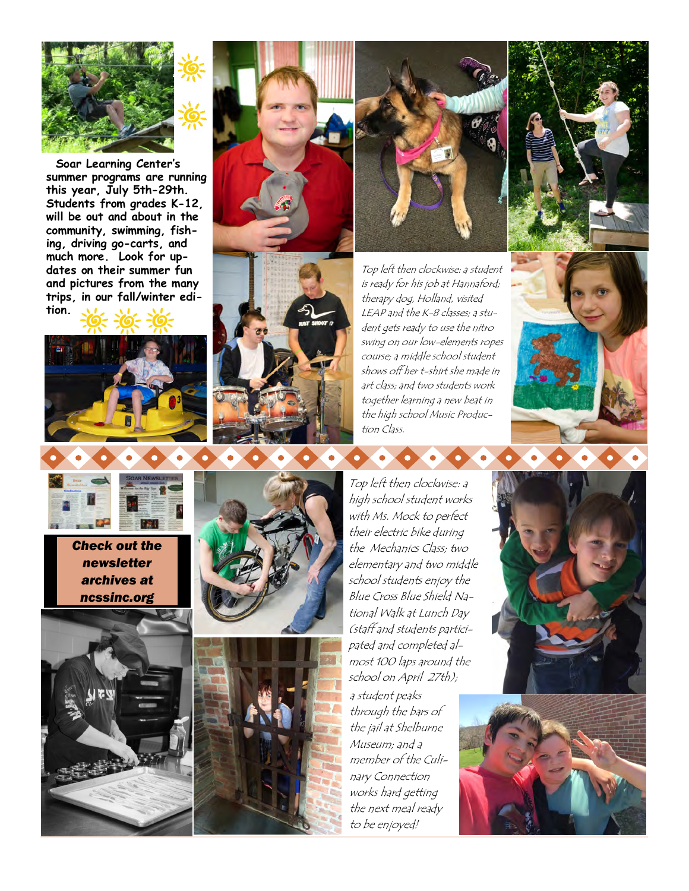Soar Learning Center's summer programs are running this year, July 5th-29th. Students from grades K-12, will be out and about in the community, swimming, fishing, driving go-carts, and much more. Look for updates on their summer fun and pictures from the many trips, in our fall/winter edition.

*Top left then clockwise: a student is ready for his job at Hannaford; therapy dog, Holland, visited LEAP and the K-8 classes; a student gets ready to use the nitro swing on our low-elements ropes course; a middle school student shows off her t-shirt she made in art class; and two students work together learning a new beat in the high school Music Production Class.*

***Check out the newsletter archives at ncssinc.org***

*Top left then clockwise: a high school student works with Ms. Mock to perfect their electric bike during the Mechanics Class; two elementary and two middle school students enjoy the Blue Cross Blue Shield National Walk at Lunch Day (staff and students participated and completed almost 100 laps around the school on April 27th); a student peaks through the bars of the jail at Shelburne Museum; and a member of the Culinary Connection works hard getting the next meal ready to be enjoyed!*